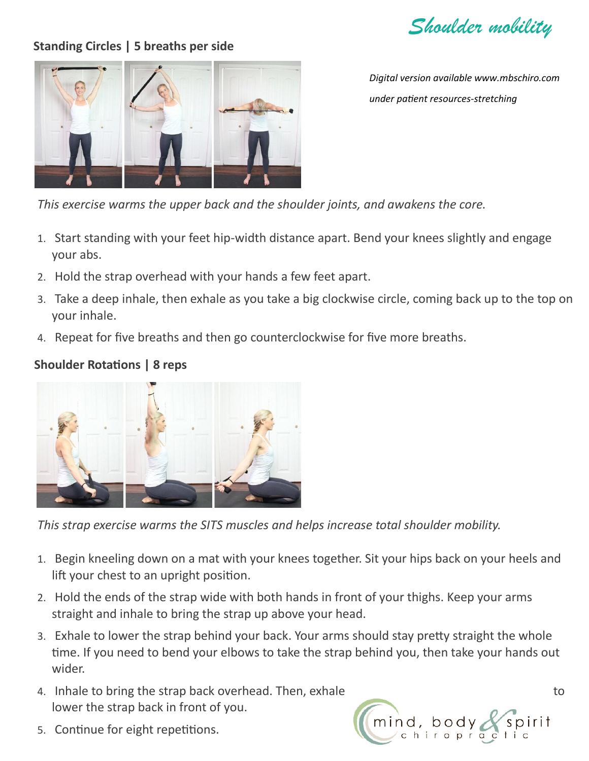*Shoulder mobility*

*Digital version available www.mbschiro.com under patient resources-stretching*

### Standing Circles | 5 breaths per side

*This exercise warms the upper back and the shoulder joints, and awakens the core.*

1. Start standing with your feet hip-width distance apart. Bend your knees slightly and engage your abs.
2. Hold the strap overhead with your hands a few feet apart.
3. Take a deep inhale, then exhale as you take a big clockwise circle, coming back up to the top on your inhale.
4. Repeat for five breaths and then go counterclockwise for five more breaths.

### Shoulder Rotations | 8 reps

*This strap exercise warms the SITS muscles and helps increase total shoulder mobility.*

1. Begin kneeling down on a mat with your knees together. Sit your hips back on your heels and lift your chest to an upright position.
2. Hold the ends of the strap wide with both hands in front of your thighs. Keep your arms straight and inhale to bring the strap up above your head.
3. Exhale to lower the strap behind your back. Your arms should stay pretty straight the whole time. If you need to bend your elbows to take the strap behind you, then take your hands out wider.
4. Inhale to bring the strap back overhead. Then, exhale to lower the strap back in front of you.
5. Continue for eight repetitions.

mind, body & spirit chiropractic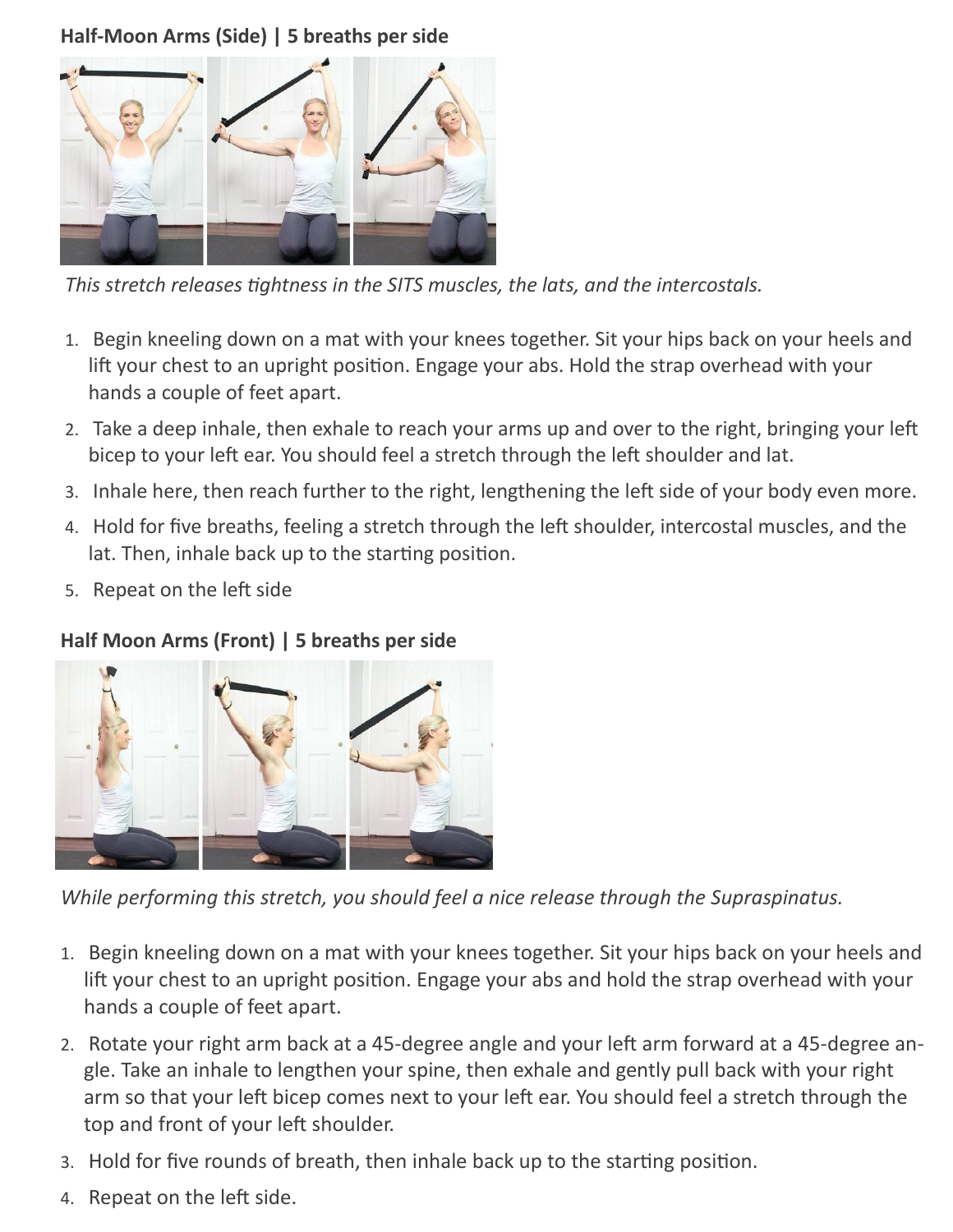**Half-Moon Arms (Side) | 5 breaths per side**

*This stretch releases tightness in the SITS muscles, the lats, and the intercostals.*

1. Begin kneeling down on a mat with your knees together. Sit your hips back on your heels and lift your chest to an upright position. Engage your abs. Hold the strap overhead with your hands a couple of feet apart.
2. Take a deep inhale, then exhale to reach your arms up and over to the right, bringing your left bicep to your left ear. You should feel a stretch through the left shoulder and lat.
3. Inhale here, then reach further to the right, lengthening the left side of your body even more.
4. Hold for five breaths, feeling a stretch through the left shoulder, intercostal muscles, and the lat. Then, inhale back up to the starting position.
5. Repeat on the left side

**Half Moon Arms (Front) | 5 breaths per side**

*While performing this stretch, you should feel a nice release through the Supraspinatus.*

1. Begin kneeling down on a mat with your knees together. Sit your hips back on your heels and lift your chest to an upright position. Engage your abs and hold the strap overhead with your hands a couple of feet apart.
2. Rotate your right arm back at a 45-degree angle and your left arm forward at a 45-degree angle. Take an inhale to lengthen your spine, then exhale and gently pull back with your right arm so that your left bicep comes next to your left ear. You should feel a stretch through the top and front of your left shoulder.
3. Hold for five rounds of breath, then inhale back up to the starting position.
4. Repeat on the left side.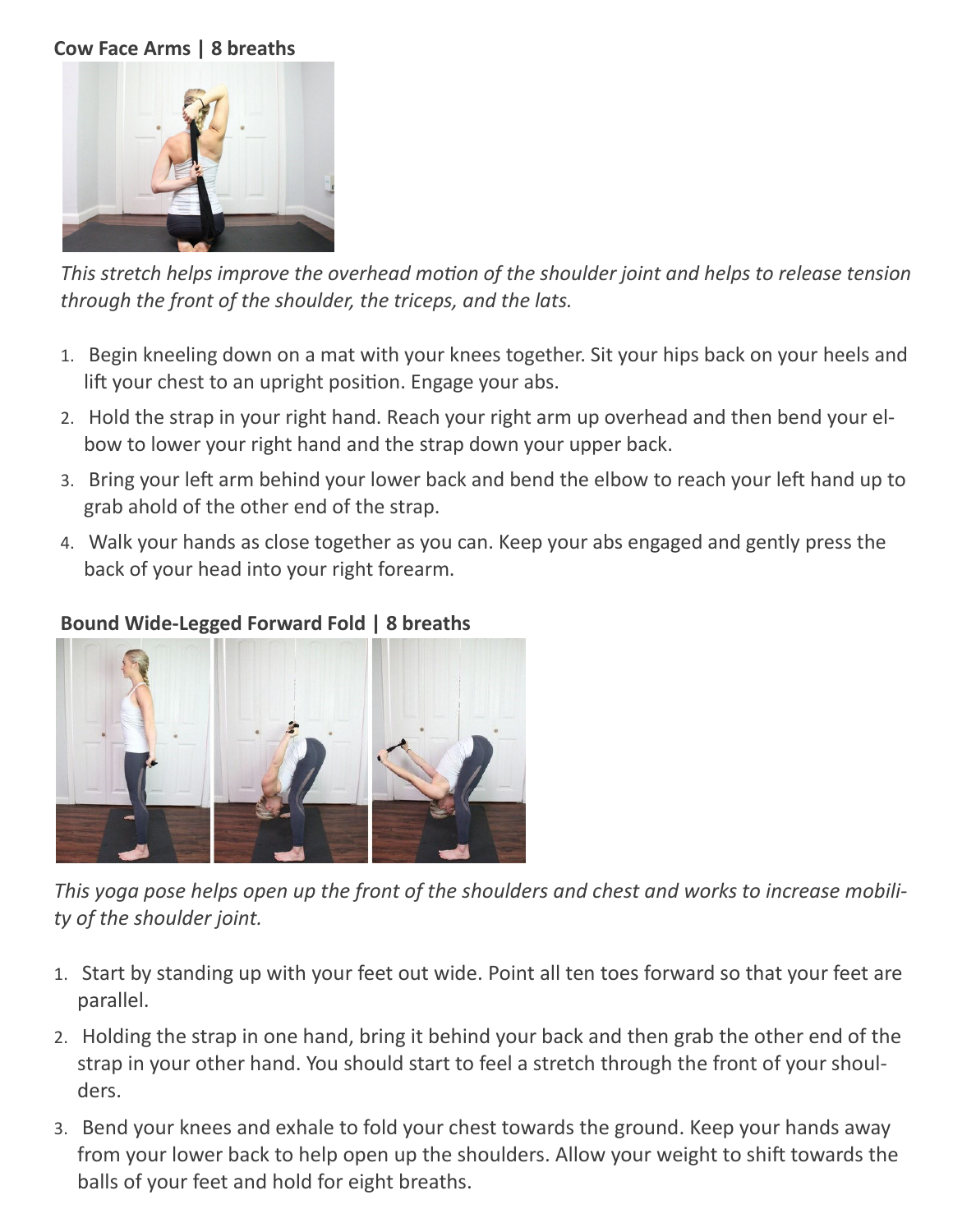**Cow Face Arms | 8 breaths**

*This stretch helps improve the overhead motion of the shoulder joint and helps to release tension through the front of the shoulder, the triceps, and the lats.*

1. Begin kneeling down on a mat with your knees together. Sit your hips back on your heels and lift your chest to an upright position. Engage your abs.
2. Hold the strap in your right hand. Reach your right arm up overhead and then bend your elbow to lower your right hand and the strap down your upper back.
3. Bring your left arm behind your lower back and bend the elbow to reach your left hand up to grab ahold of the other end of the strap.
4. Walk your hands as close together as you can. Keep your abs engaged and gently press the back of your head into your right forearm.

**Bound Wide-Legged Forward Fold | 8 breaths**

*This yoga pose helps open up the front of the shoulders and chest and works to increase mobility of the shoulder joint.*

1. Start by standing up with your feet out wide. Point all ten toes forward so that your feet are parallel.
2. Holding the strap in one hand, bring it behind your back and then grab the other end of the strap in your other hand. You should start to feel a stretch through the front of your shoulders.
3. Bend your knees and exhale to fold your chest towards the ground. Keep your hands away from your lower back to help open up the shoulders. Allow your weight to shift towards the balls of your feet and hold for eight breaths.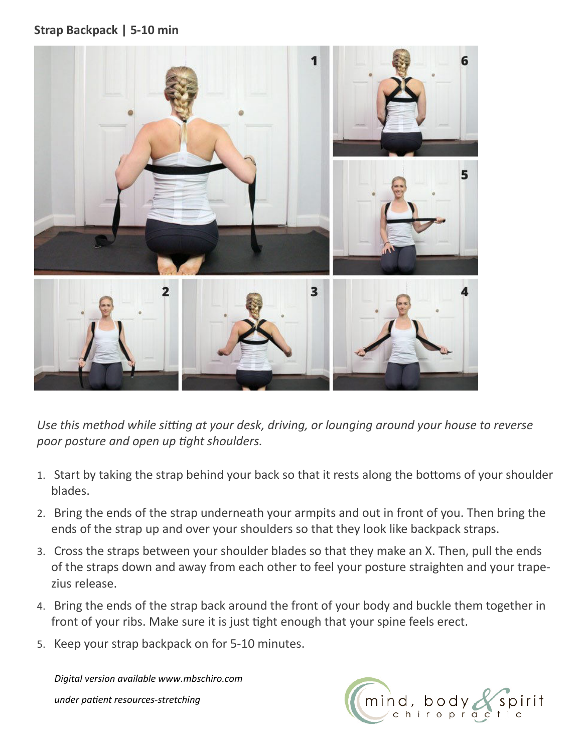**Strap Backpack | 5-10 min**

*Use this method while sitting at your desk, driving, or lounging around your house to reverse poor posture and open up tight shoulders.*

1. Start by taking the strap behind your back so that it rests along the bottoms of your shoulder blades.
2. Bring the ends of the strap underneath your armpits and out in front of you. Then bring the ends of the strap up and over your shoulders so that they look like backpack straps.
3. Cross the straps between your shoulder blades so that they make an X. Then, pull the ends of the straps down and away from each other to feel your posture straighten and your trapezius release.
4. Bring the ends of the strap back around the front of your body and buckle them together in front of your ribs. Make sure it is just tight enough that your spine feels erect.
5. Keep your strap backpack on for 5-10 minutes.

*Digital version available www.mbschiro.com*

*under patient resources-stretching*

mind, body & spirit chiropractic